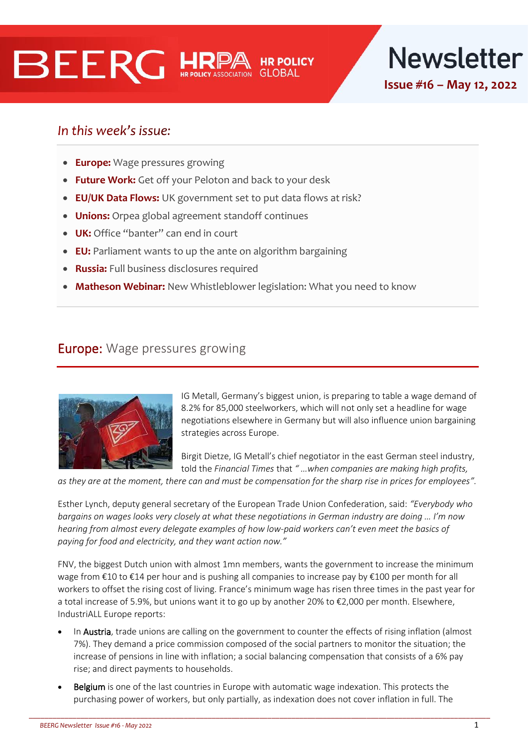# BEERG HRPA HR POLICY ASSOCIATION HR POLICY GLOBAL

# Newsletter

**Issue #16 – May 12, 2022**

## *In this week's issue:*

- **Europe:** Wage pressures growing
- **Future Work:** Get off your Peloton and back to your desk
- **EU/UK Data Flows:** UK government set to put data flows at risk?
- **Unions:** Orpea global agreement standoff continues
- **UK:** Office "banter" can end in court
- **EU:** Parliament wants to up the ante on algorithm bargaining
- **Russia:** Full business disclosures required
- **Matheson Webinar:** New Whistleblower legislation: What you need to know

## Europe: Wage pressures growing

IG Metall, Germany's biggest union, is preparing to table a wage demand of 8.2% for 85,000 steelworkers, which will not only set a headline for wage negotiations elsewhere in Germany but will also influence union bargaining strategies across Europe.

Birgit Dietze, IG Metall's chief negotiator in the east German steel industry, told the *Financial Times* that *"…when companies are making high profits, as they are at the moment, there can and must be compensation for the sharp rise in prices for employees".*

Esther Lynch, deputy general secretary of the European Trade Union Confederation, said: *"Everybody who bargains on wages looks very closely at what these negotiations in German industry are doing … I'm now hearing from almost every delegate examples of how low-paid workers can't even meet the basics of paying for food and electricity, and they want action now."*

FNV, the biggest Dutch union with almost 1mn members, wants the government to increase the minimum wage from €10 to €14 per hour and is pushing all companies to increase pay by €100 per month for all workers to offset the rising cost of living. France's minimum wage has risen three times in the past year for a total increase of 5.9%, but unions want it to go up by another 20% to €2,000 per month. Elsewhere, IndustriALL Europe reports:

- In Austria, trade unions are calling on the government to counter the effects of rising inflation (almost 7%). They demand a price commission composed of the social partners to monitor the situation; the increase of pensions in line with inflation; a social balancing compensation that consists of a 6% pay rise; and direct payments to households.
- Belgium is one of the last countries in Europe with automatic wage indexation. This protects the purchasing power of workers, but only partially, as indexation does not cover inflation in full. The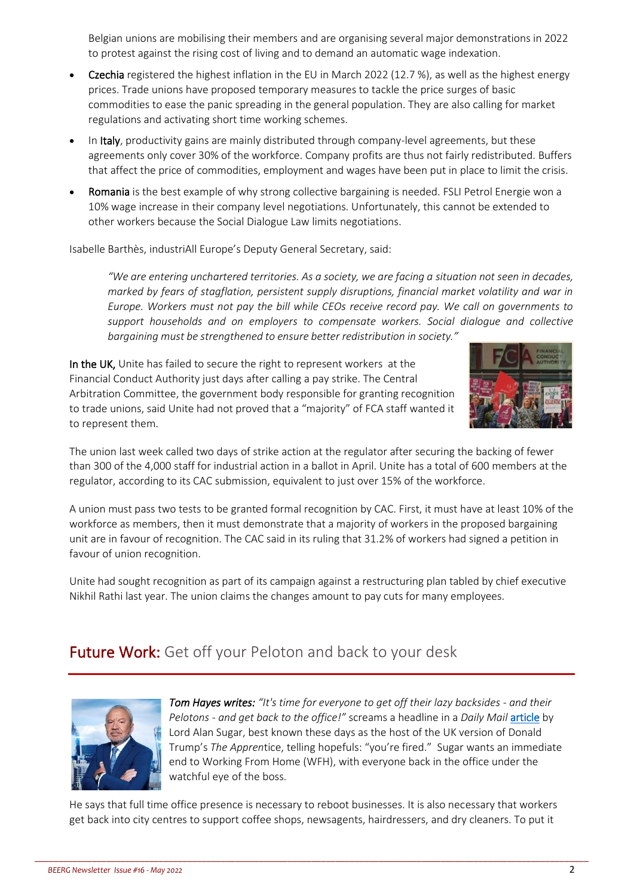Belgian unions are mobilising their members and are organising several major demonstrations in 2022 to protest against the rising cost of living and to demand an automatic wage indexation.

- **Czechia** registered the highest inflation in the EU in March 2022 (12.7 %), as well as the highest energy prices. Trade unions have proposed temporary measures to tackle the price surges of basic commodities to ease the panic spreading in the general population. They are also calling for market regulations and activating short time working schemes.
- In **Italy**, productivity gains are mainly distributed through company-level agreements, but these agreements only cover 30% of the workforce. Company profits are thus not fairly redistributed. Buffers that affect the price of commodities, employment and wages have been put in place to limit the crisis.
- **Romania** is the best example of why strong collective bargaining is needed. FSLI Petrol Energie won a 10% wage increase in their company level negotiations. Unfortunately, this cannot be extended to other workers because the Social Dialogue Law limits negotiations.

Isabelle Barthès, industriAll Europe's Deputy General Secretary, said:

> *"We are entering unchartered territories. As a society, we are facing a situation not seen in decades, marked by fears of stagflation, persistent supply disruptions, financial market volatility and war in Europe. Workers must not pay the bill while CEOs receive record pay. We call on governments to support households and on employers to compensate workers. Social dialogue and collective bargaining must be strengthened to ensure better redistribution in society."*

**In the UK,** Unite has failed to secure the right to represent workers at the Financial Conduct Authority just days after calling a pay strike. The Central Arbitration Committee, the government body responsible for granting recognition to trade unions, said Unite had not proved that a "majority" of FCA staff wanted it to represent them.

The union last week called two days of strike action at the regulator after securing the backing of fewer than 300 of the 4,000 staff for industrial action in a ballot in April. Unite has a total of 600 members at the regulator, according to its CAC submission, equivalent to just over 15% of the workforce.

A union must pass two tests to be granted formal recognition by CAC. First, it must have at least 10% of the workforce as members, then it must demonstrate that a majority of workers in the proposed bargaining unit are in favour of recognition. The CAC said in its ruling that 31.2% of workers had signed a petition in favour of union recognition.

Unite had sought recognition as part of its campaign against a restructuring plan tabled by chief executive Nikhil Rathi last year. The union claims the changes amount to pay cuts for many employees.

## **Future Work:** Get off your Peloton and back to your desk

***Tom Hayes writes:*** *"It's time for everyone to get off their lazy backsides - and their Pelotons - and get back to the office!"* screams a headline in a *Daily Mail* article by Lord Alan Sugar, best known these days as the host of the UK version of Donald Trump's *The Apprentice*, telling hopefuls: "you're fired." Sugar wants an immediate end to Working From Home (WFH), with everyone back in the office under the watchful eye of the boss.

He says that full time office presence is necessary to reboot businesses. It is also necessary that workers get back into city centres to support coffee shops, newsagents, hairdressers, and dry cleaners. To put it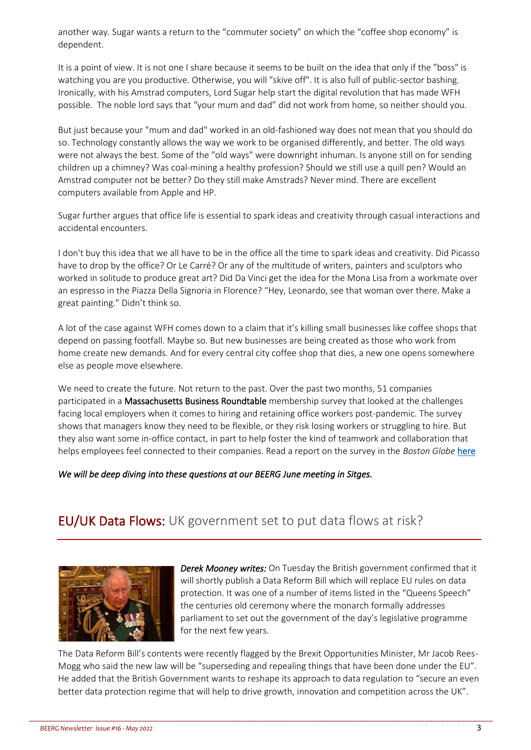another way. Sugar wants a return to the "commuter society" on which the "coffee shop economy" is dependent.

It is a point of view. It is not one I share because it seems to be built on the idea that only if the "boss" is watching you are you productive. Otherwise, you will "skive off". It is also full of public-sector bashing. Ironically, with his Amstrad computers, Lord Sugar help start the digital revolution that has made WFH possible. The noble lord says that "your mum and dad" did not work from home, so neither should you.

But just because your "mum and dad" worked in an old-fashioned way does not mean that you should do so. Technology constantly allows the way we work to be organised differently, and better. The old ways were not always the best. Some of the "old ways" were downright inhuman. Is anyone still on for sending children up a chimney? Was coal-mining a healthy profession? Should we still use a quill pen? Would an Amstrad computer not be better? Do they still make Amstrads? Never mind. There are excellent computers available from Apple and HP.

Sugar further argues that office life is essential to spark ideas and creativity through casual interactions and accidental encounters.

I don't buy this idea that we all have to be in the office all the time to spark ideas and creativity. Did Picasso have to drop by the office? Or Le Carré? Or any of the multitude of writers, painters and sculptors who worked in solitude to produce great art? Did Da Vinci get the idea for the Mona Lisa from a workmate over an espresso in the Piazza Della Signoria in Florence? "Hey, Leonardo, see that woman over there. Make a great painting." Didn't think so.

A lot of the case against WFH comes down to a claim that it's killing small businesses like coffee shops that depend on passing footfall. Maybe so. But new businesses are being created as those who work from home create new demands. And for every central city coffee shop that dies, a new one opens somewhere else as people move elsewhere.

We need to create the future. Not return to the past. Over the past two months, 51 companies participated in a **Massachusetts Business Roundtable** membership survey that looked at the challenges facing local employers when it comes to hiring and retaining office workers post-pandemic. The survey shows that managers know they need to be flexible, or they risk losing workers or struggling to hire. But they also want some in-office contact, in part to help foster the kind of teamwork and collaboration that helps employees feel connected to their companies. Read a report on the survey in the *Boston Globe* here

*We will be deep diving into these questions at our BEERG June meeting in Sitges.*

## EU/UK Data Flows: UK government set to put data flows at risk?

***Derek Mooney writes:*** On Tuesday the British government confirmed that it will shortly publish a Data Reform Bill which will replace EU rules on data protection. It was one of a number of items listed in the "Queens Speech" the centuries old ceremony where the monarch formally addresses parliament to set out the government of the day's legislative programme for the next few years.

The Data Reform Bill's contents were recently flagged by the Brexit Opportunities Minister, Mr Jacob Rees-Mogg who said the new law will be "superseding and repealing things that have been done under the EU". He added that the British Government wants to reshape its approach to data regulation to "secure an even better data protection regime that will help to drive growth, innovation and competition across the UK".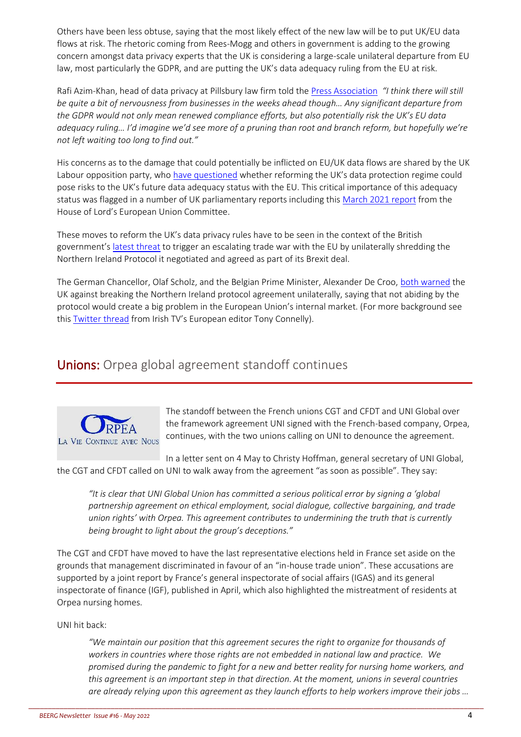Others have been less obtuse, saying that the most likely effect of the new law will be to put UK/EU data flows at risk. The rhetoric coming from Rees-Mogg and others in government is adding to the growing concern amongst data privacy experts that the UK is considering a large-scale unilateral departure from EU law, most particularly the GDPR, and are putting the UK's data adequacy ruling from the EU at risk.

Rafi Azim-Khan, head of data privacy at Pillsbury law firm told the Press Association *"I think there will still be quite a bit of nervousness from businesses in the weeks ahead though… Any significant departure from the GDPR would not only mean renewed compliance efforts, but also potentially risk the UK's EU data adequacy ruling… I'd imagine we'd see more of a pruning than root and branch reform, but hopefully we're not left waiting too long to find out."*

His concerns as to the damage that could potentially be inflicted on EU/UK data flows are shared by the UK Labour opposition party, who have questioned whether reforming the UK's data protection regime could pose risks to the UK's future data adequacy status with the EU. This critical importance of this adequacy status was flagged in a number of UK parliamentary reports including this March 2021 report from the House of Lord's European Union Committee.

These moves to reform the UK's data privacy rules have to be seen in the context of the British government's latest threat to trigger an escalating trade war with the EU by unilaterally shredding the Northern Ireland Protocol it negotiated and agreed as part of its Brexit deal.

The German Chancellor, Olaf Scholz, and the Belgian Prime Minister, Alexander De Croo, both warned the UK against breaking the Northern Ireland protocol agreement unilaterally, saying that not abiding by the protocol would create a big problem in the European Union's internal market. (For more background see this Twitter thread from Irish TV's European editor Tony Connelly).

## Unions: Orpea global agreement standoff continues

ORPEA
LA VIE CONTINUE AVEC NOUS

The standoff between the French unions CGT and CFDT and UNI Global over the framework agreement UNI signed with the French-based company, Orpea, continues, with the two unions calling on UNI to denounce the agreement.

In a letter sent on 4 May to Christy Hoffman, general secretary of UNI Global, the CGT and CFDT called on UNI to walk away from the agreement "as soon as possible". They say:

> *"It is clear that UNI Global Union has committed a serious political error by signing a 'global partnership agreement on ethical employment, social dialogue, collective bargaining, and trade union rights' with Orpea. This agreement contributes to undermining the truth that is currently being brought to light about the group's deceptions."*

The CGT and CFDT have moved to have the last representative elections held in France set aside on the grounds that management discriminated in favour of an "in-house trade union". These accusations are supported by a joint report by France's general inspectorate of social affairs (IGAS) and its general inspectorate of finance (IGF), published in April, which also highlighted the mistreatment of residents at Orpea nursing homes.

UNI hit back:

> *"We maintain our position that this agreement secures the right to organize for thousands of workers in countries where those rights are not embedded in national law and practice. We promised during the pandemic to fight for a new and better reality for nursing home workers, and this agreement is an important step in that direction. At the moment, unions in several countries are already relying upon this agreement as they launch efforts to help workers improve their jobs …*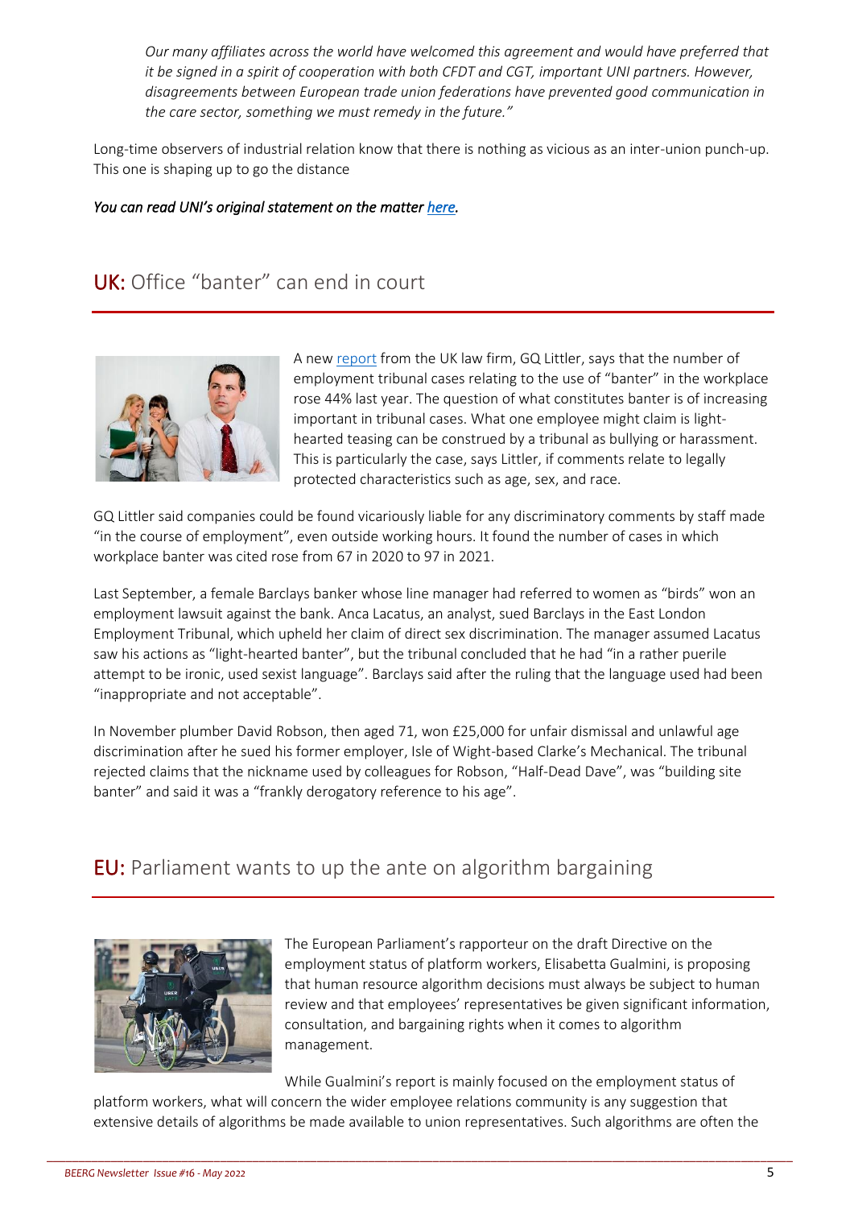*Our many affiliates across the world have welcomed this agreement and would have preferred that it be signed in a spirit of cooperation with both CFDT and CGT, important UNI partners. However, disagreements between European trade union federations have prevented good communication in the care sector, something we must remedy in the future."*

Long-time observers of industrial relation know that there is nothing as vicious as an inter-union punch-up. This one is shaping up to go the distance

***You can read UNI's original statement on the matter here.***

## UK: Office "banter" can end in court

A new report from the UK law firm, GQ Littler, says that the number of employment tribunal cases relating to the use of "banter" in the workplace rose 44% last year. The question of what constitutes banter is of increasing important in tribunal cases. What one employee might claim is light-hearted teasing can be construed by a tribunal as bullying or harassment. This is particularly the case, says Littler, if comments relate to legally protected characteristics such as age, sex, and race.

GQ Littler said companies could be found vicariously liable for any discriminatory comments by staff made "in the course of employment", even outside working hours. It found the number of cases in which workplace banter was cited rose from 67 in 2020 to 97 in 2021.

Last September, a female Barclays banker whose line manager had referred to women as "birds" won an employment lawsuit against the bank. Anca Lacatus, an analyst, sued Barclays in the East London Employment Tribunal, which upheld her claim of direct sex discrimination. The manager assumed Lacatus saw his actions as "light-hearted banter", but the tribunal concluded that he had "in a rather puerile attempt to be ironic, used sexist language". Barclays said after the ruling that the language used had been "inappropriate and not acceptable".

In November plumber David Robson, then aged 71, won £25,000 for unfair dismissal and unlawful age discrimination after he sued his former employer, Isle of Wight-based Clarke's Mechanical. The tribunal rejected claims that the nickname used by colleagues for Robson, "Half-Dead Dave", was "building site banter" and said it was a "frankly derogatory reference to his age".

## EU: Parliament wants to up the ante on algorithm bargaining

The European Parliament's rapporteur on the draft Directive on the employment status of platform workers, Elisabetta Gualmini, is proposing that human resource algorithm decisions must always be subject to human review and that employees' representatives be given significant information, consultation, and bargaining rights when it comes to algorithm management.

While Gualmini's report is mainly focused on the employment status of platform workers, what will concern the wider employee relations community is any suggestion that extensive details of algorithms be made available to union representatives. Such algorithms are often the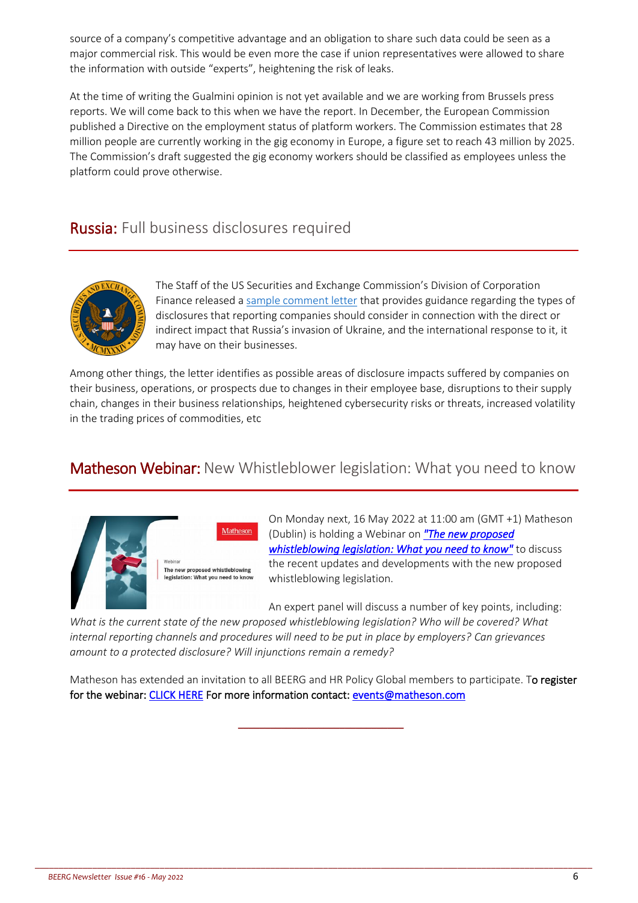source of a company's competitive advantage and an obligation to share such data could be seen as a major commercial risk. This would be even more the case if union representatives were allowed to share the information with outside "experts", heightening the risk of leaks.

At the time of writing the Gualmini opinion is not yet available and we are working from Brussels press reports. We will come back to this when we have the report. In December, the European Commission published a Directive on the employment status of platform workers. The Commission estimates that 28 million people are currently working in the gig economy in Europe, a figure set to reach 43 million by 2025. The Commission's draft suggested the gig economy workers should be classified as employees unless the platform could prove otherwise.

## Russia: Full business disclosures required

The Staff of the US Securities and Exchange Commission's Division of Corporation Finance released a sample comment letter that provides guidance regarding the types of disclosures that reporting companies should consider in connection with the direct or indirect impact that Russia's invasion of Ukraine, and the international response to it, it may have on their businesses.

Among other things, the letter identifies as possible areas of disclosure impacts suffered by companies on their business, operations, or prospects due to changes in their employee base, disruptions to their supply chain, changes in their business relationships, heightened cybersecurity risks or threats, increased volatility in the trading prices of commodities, etc

## Matheson Webinar: New Whistleblower legislation: What you need to know

On Monday next, 16 May 2022 at 11:00 am (GMT +1) Matheson (Dublin) is holding a Webinar on *"The new proposed whistleblowing legislation: What you need to know"* to discuss the recent updates and developments with the new proposed whistleblowing legislation.

An expert panel will discuss a number of key points, including: *What is the current state of the new proposed whistleblowing legislation? Who will be covered? What internal reporting channels and procedures will need to be put in place by employers? Can grievances amount to a protected disclosure? Will injunctions remain a remedy?*

Matheson has extended an invitation to all BEERG and HR Policy Global members to participate. To register for the webinar: CLICK HERE For more information contact: events@matheson.com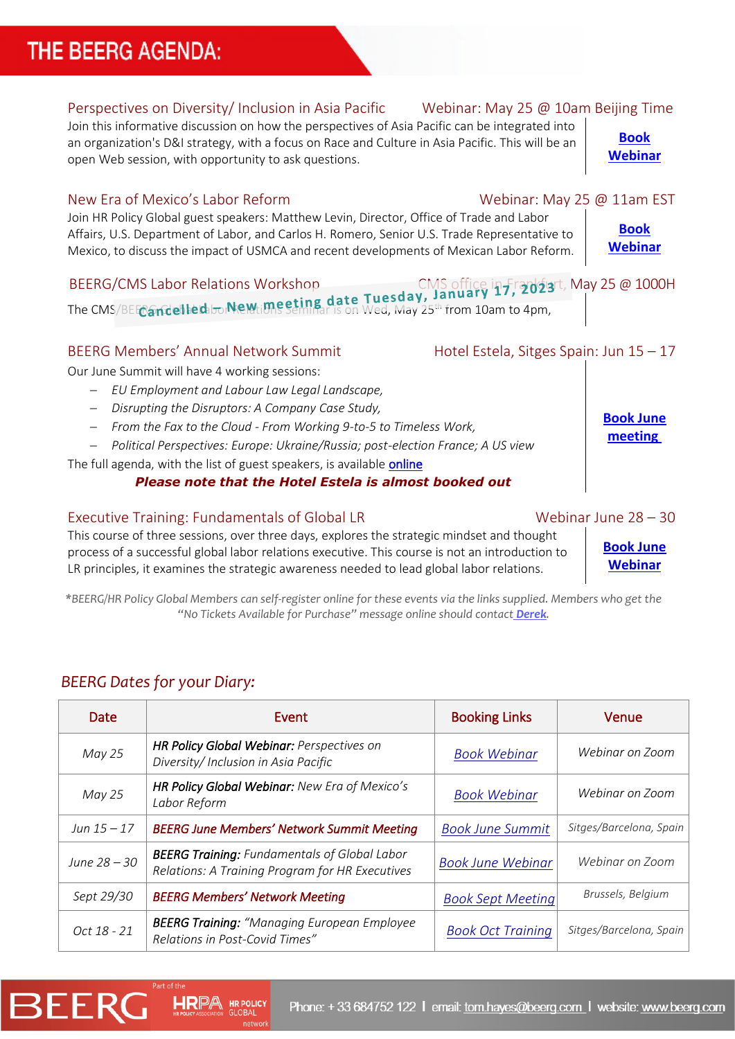# THE BEERG AGENDA:

Perspectives on Diversity/ Inclusion in Asia Pacific — Webinar: May 25 @ 10am Beijing Time

Join this informative discussion on how the perspectives of Asia Pacific can be integrated into an organization's D&I strategy, with a focus on Race and Culture in Asia Pacific. This will be an open Web session, with opportunity to ask questions.

**Book Webinar**

New Era of Mexico's Labor Reform — Webinar: May 25 @ 11am EST

Join HR Policy Global guest speakers: Matthew Levin, Director, Office of Trade and Labor Affairs, U.S. Department of Labor, and Carlos H. Romero, Senior U.S. Trade Representative to Mexico, to discuss the impact of USMCA and recent developments of Mexican Labor Reform.

**Book Webinar**

BEERG/CMS Labor Relations Workshop — CMS office in Frankfurt, May 25 @ 1000H

**Cancelled – New meeting date Tuesday, January 17, 2023**

The CMS/BEERG Global Labor Relations Seminar is on Wed, May 25th from 10am to 4pm,

BEERG Members' Annual Network Summit — Hotel Estela, Sitges Spain: Jun 15 – 17

Our June Summit will have 4 working sessions:

- *EU Employment and Labour Law Legal Landscape,*
- *Disrupting the Disruptors: A Company Case Study,*
- *From the Fax to the Cloud - From Working 9-to-5 to Timeless Work,*
- *Political Perspectives: Europe: Ukraine/Russia; post-election France; A US view*

The full agenda, with the list of guest speakers, is available online

***Please note that the Hotel Estela is almost booked out***

**Book June meeting**

Executive Training: Fundamentals of Global LR — Webinar June 28 – 30

This course of three sessions, over three days, explores the strategic mindset and thought process of a successful global labor relations executive. This course is not an introduction to LR principles, it examines the strategic awareness needed to lead global labor relations.

**Book June Webinar**

*\*BEERG/HR Policy Global Members can self-register online for these events via the links supplied. Members who get the "No Tickets Available for Purchase" message online should contact Derek.*

## *BEERG Dates for your Diary:*

| Date | Event | Booking Links | Venue |
|---|---|---|---|
| *May 25* | ***HR Policy Global Webinar:*** *Perspectives on Diversity/ Inclusion in Asia Pacific* | *Book Webinar* | *Webinar on Zoom* |
| *May 25* | ***HR Policy Global Webinar:*** *New Era of Mexico's Labor Reform* | *Book Webinar* | *Webinar on Zoom* |
| *Jun 15 – 17* | ***BEERG June Members' Network Summit Meeting*** | *Book June Summit* | *Sitges/Barcelona, Spain* |
| *June 28 – 30* | ***BEERG Training:*** *Fundamentals of Global Labor Relations: A Training Program for HR Executives* | *Book June Webinar* | *Webinar on Zoom* |
| *Sept 29/30* | ***BEERG Members' Network Meeting*** | *Book Sept Meeting* | *Brussels, Belgium* |
| *Oct 18 - 21* | ***BEERG Training:*** *"Managing European Employee Relations in Post-Covid Times"* | *Book Oct Training* | *Sitges/Barcelona, Spain* |

BEERG — Part of the HRPA HR Policy Global network

Phone: + 33 684752 122 I email: tom.hayes@beerg.com I website: www.beerg.com